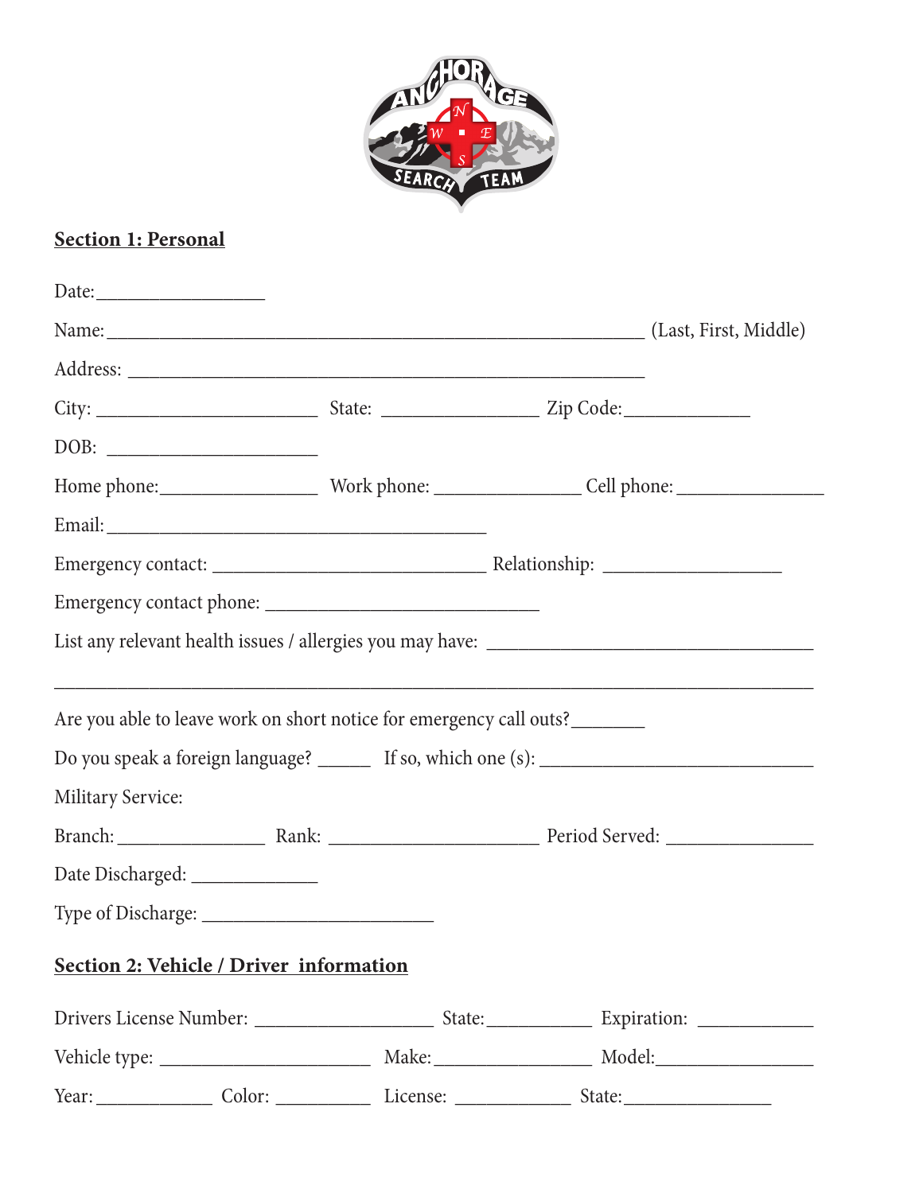ANCHORAGE SEARCH TEAM

## Section 1: Personal

Date:_________________

Name:______________________________________________________ (Last, First, Middle)

Address: ______________________________________________________

City: ______________________ State: ________________ Zip Code:_____________

DOB: ______________________

Home phone:________________ Work phone: _______________ Cell phone: _______________

Email:_______________________________________

Emergency contact: ___________________________ Relationship: __________________

Emergency contact phone: ____________________________

List any relevant health issues / allergies you may have: __________________________________

_________________________________________________________________________________

Are you able to leave work on short notice for emergency call outs?_______

Do you speak a foreign language? _____ If so, which one (s): ____________________________

Military Service:

Branch:_______________ Rank: _____________________ Period Served: _______________

Date Discharged: _____________

Type of Discharge: ________________________

## Section 2: Vehicle / Driver information

Drivers License Number: __________________ State:___________ Expiration: ____________

Vehicle type: ______________________ Make:________________ Model:________________

Year:____________ Color: __________ License: ____________ State:________________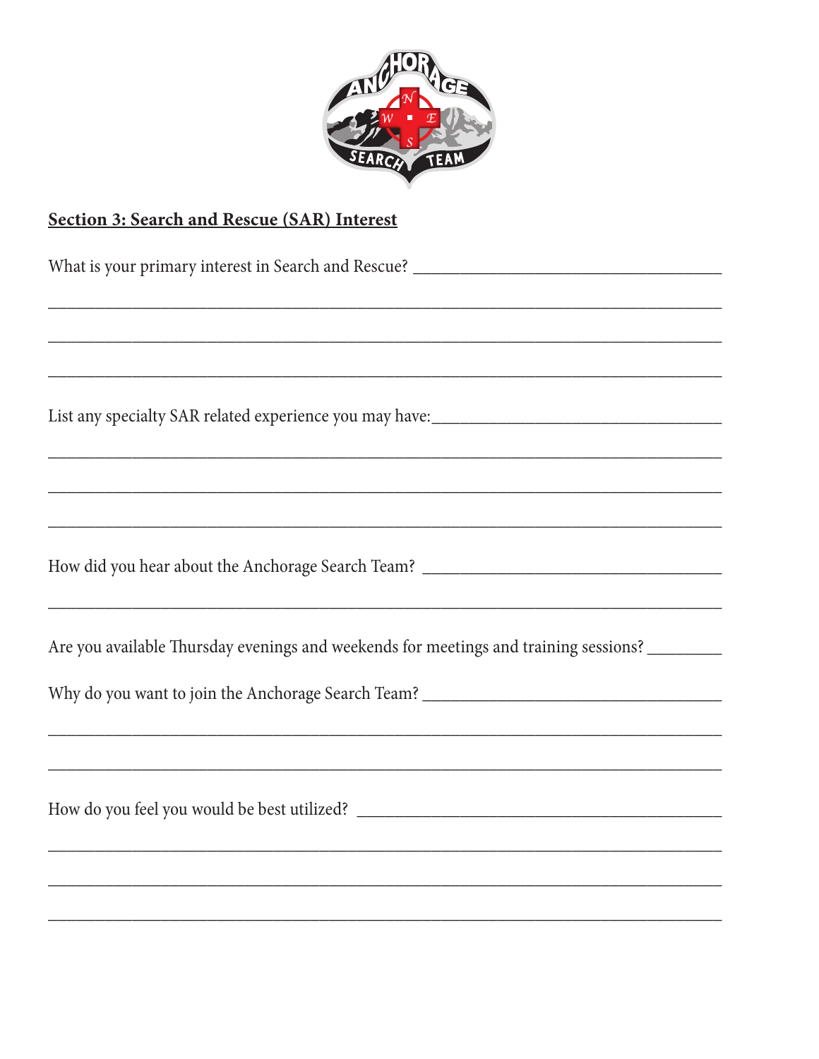## Section 3: Search and Rescue (SAR) Interest

What is your primary interest in Search and Rescue? ____________________________________

______________________________________________________________________________

______________________________________________________________________________

______________________________________________________________________________

List any specialty SAR related experience you may have:__________________________________

______________________________________________________________________________

______________________________________________________________________________

______________________________________________________________________________

How did you hear about the Anchorage Search Team? ____________________________________

______________________________________________________________________________

Are you available Thursday evenings and weekends for meetings and training sessions? _________

Why do you want to join the Anchorage Search Team? ___________________________________

______________________________________________________________________________

______________________________________________________________________________

How do you feel you would be best utilized? _________________________________________

______________________________________________________________________________

______________________________________________________________________________

______________________________________________________________________________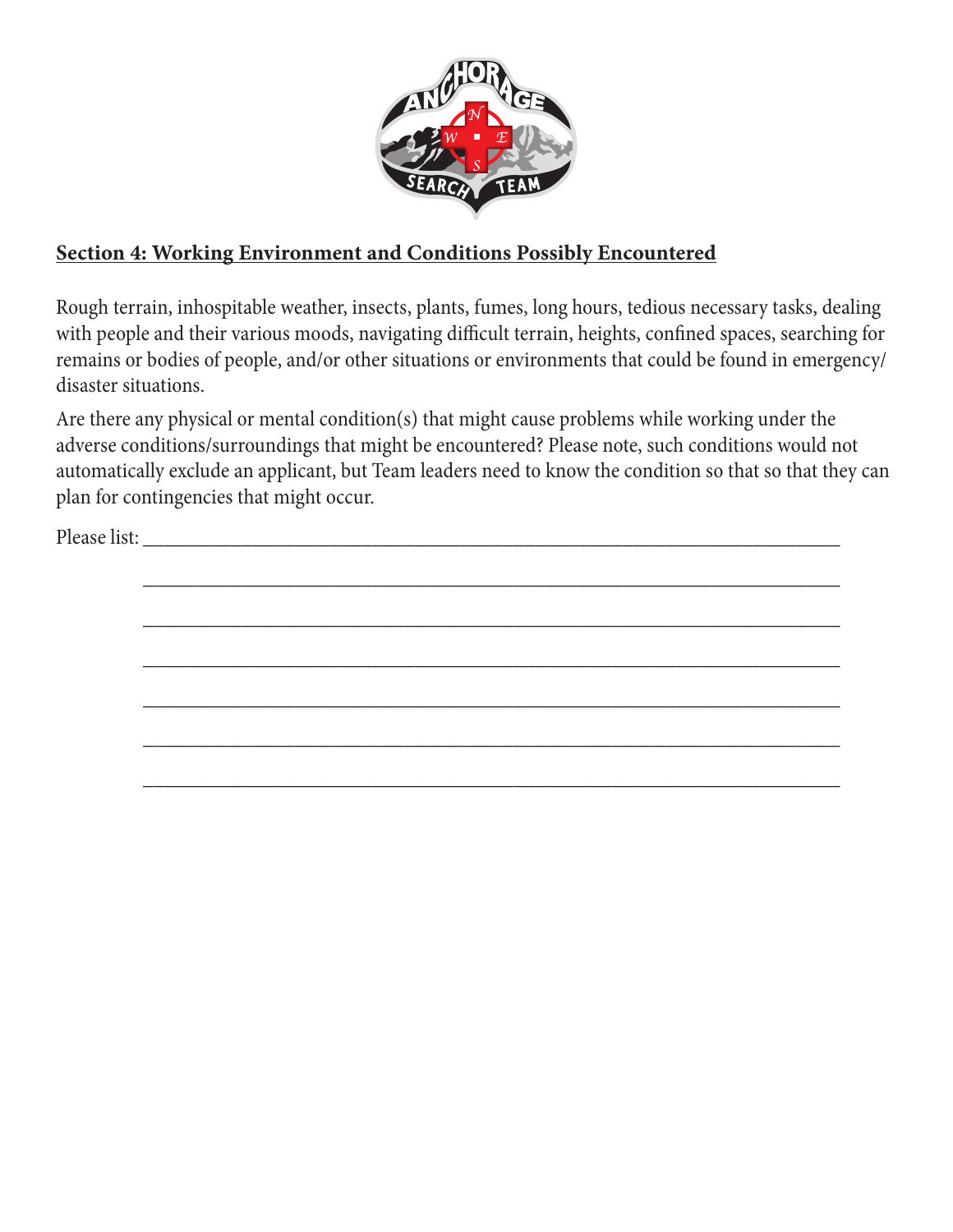## Section 4: Working Environment and Conditions Possibly Encountered

Rough terrain, inhospitable weather, insects, plants, fumes, long hours, tedious necessary tasks, dealing with people and their various moods, navigating difficult terrain, heights, confined spaces, searching for remains or bodies of people, and/or other situations or environments that could be found in emergency/disaster situations.

Are there any physical or mental condition(s) that might cause problems while working under the adverse conditions/surroundings that might be encountered? Please note, such conditions would not automatically exclude an applicant, but Team leaders need to know the condition so that so that they can plan for contingencies that might occur.

Please list: ______________________________________________________________________

______________________________________________________________________

______________________________________________________________________

______________________________________________________________________

______________________________________________________________________

______________________________________________________________________

______________________________________________________________________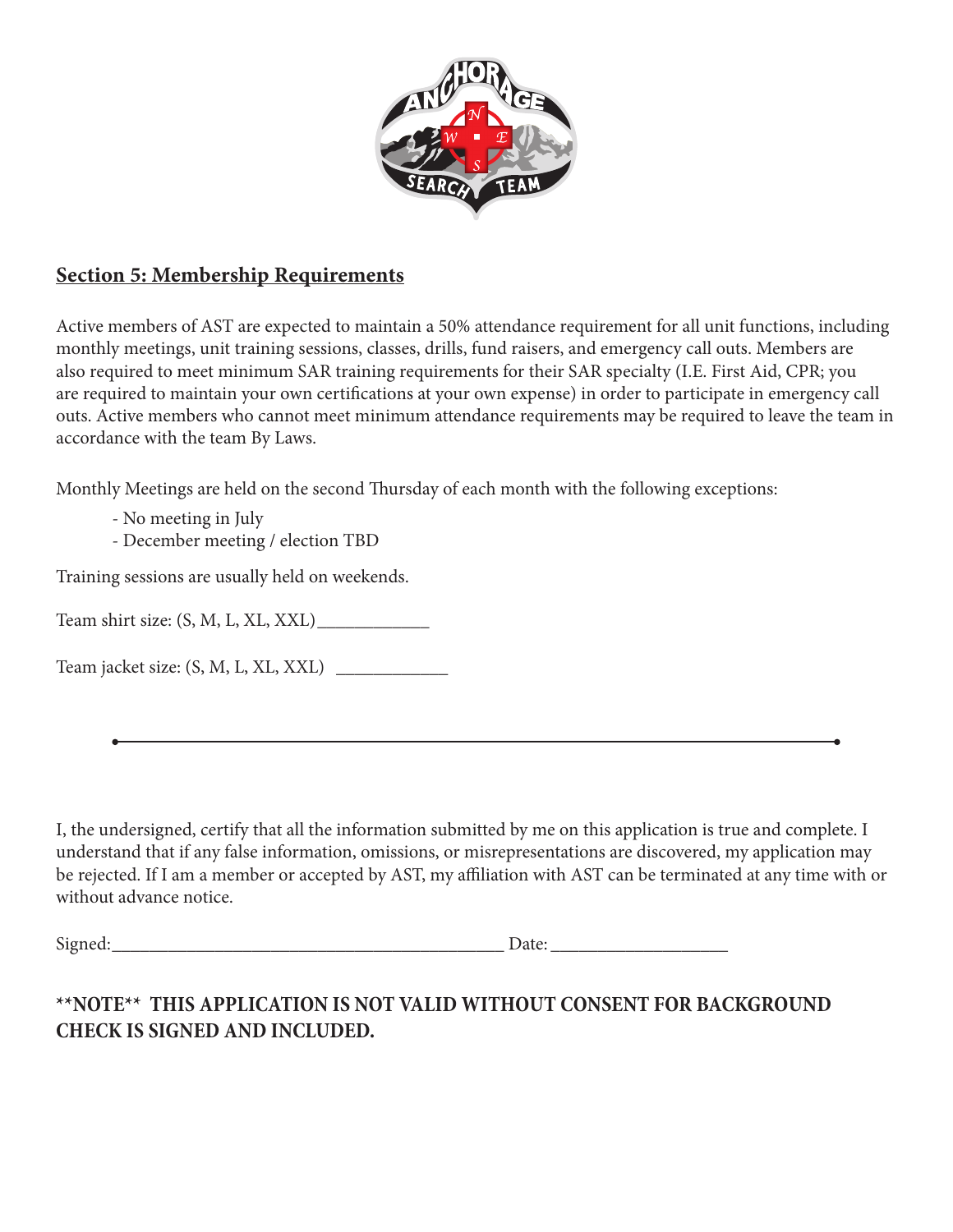## Section 5: Membership Requirements

Active members of AST are expected to maintain a 50% attendance requirement for all unit functions, including monthly meetings, unit training sessions, classes, drills, fund raisers, and emergency call outs. Members are also required to meet minimum SAR training requirements for their SAR specialty (I.E. First Aid, CPR; you are required to maintain your own certifications at your own expense) in order to participate in emergency call outs. Active members who cannot meet minimum attendance requirements may be required to leave the team in accordance with the team By Laws.

Monthly Meetings are held on the second Thursday of each month with the following exceptions:

- No meeting in July
- December meeting / election TBD

Training sessions are usually held on weekends.

Team shirt size: (S, M, L, XL, XXL)____________

Team jacket size: (S, M, L, XL, XXL) ____________

---

I, the undersigned, certify that all the information submitted by me on this application is true and complete. I understand that if any false information, omissions, or misrepresentations are discovered, my application may be rejected. If I am a member or accepted by AST, my affiliation with AST can be terminated at any time with or without advance notice.

Signed:__________________________________________ Date: ___________________

**\*\*NOTE\*\* THIS APPLICATION IS NOT VALID WITHOUT CONSENT FOR BACKGROUND CHECK IS SIGNED AND INCLUDED.**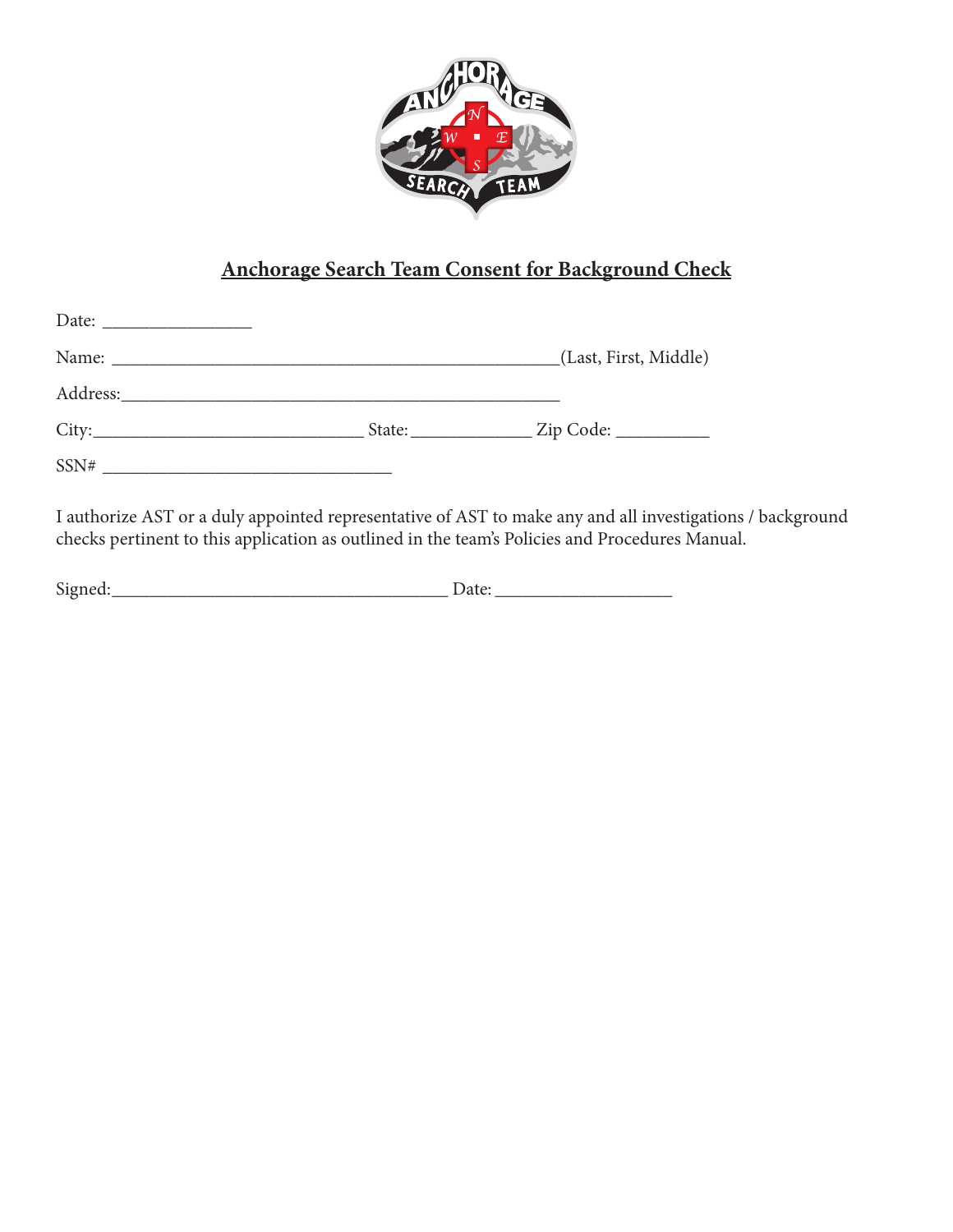## Anchorage Search Team Consent for Background Check

Date: ________________

Name: ________________________________________________(Last, First, Middle)

Address:_______________________________________________

City:____________________________ State:_____________ Zip Code: __________

SSN# _______________________________

I authorize AST or a duly appointed representative of AST to make any and all investigations / background checks pertinent to this application as outlined in the team's Policies and Procedures Manual.

Signed:____________________________________ Date: ___________________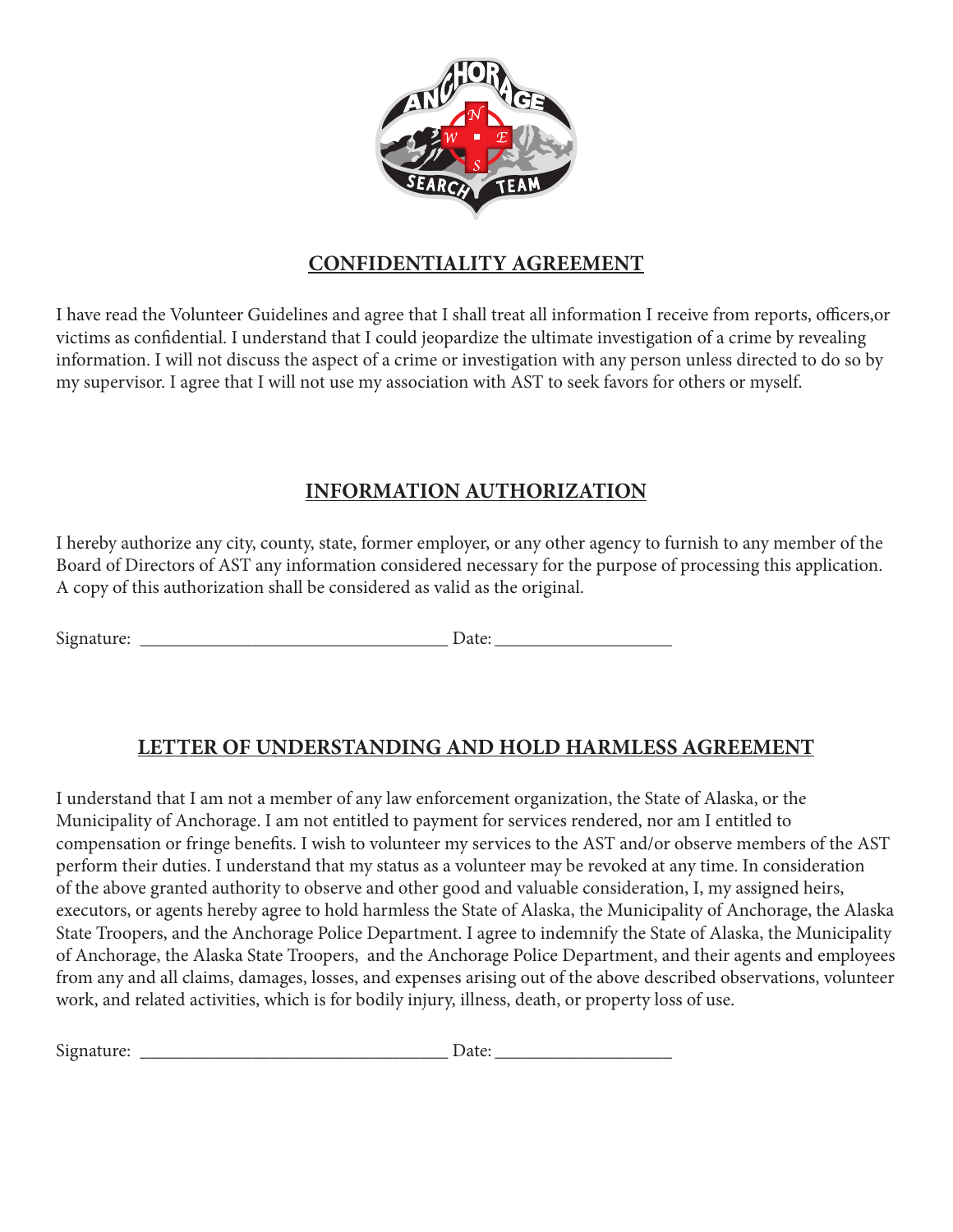## CONFIDENTIALITY AGREEMENT

I have read the Volunteer Guidelines and agree that I shall treat all information I receive from reports, officers,or victims as confidential. I understand that I could jeopardize the ultimate investigation of a crime by revealing information. I will not discuss the aspect of a crime or investigation with any person unless directed to do so by my supervisor. I agree that I will not use my association with AST to seek favors for others or myself.

## INFORMATION AUTHORIZATION

I hereby authorize any city, county, state, former employer, or any other agency to furnish to any member of the Board of Directors of AST any information considered necessary for the purpose of processing this application. A copy of this authorization shall be considered as valid as the original.

Signature: __________________________________ Date: ___________________

## LETTER OF UNDERSTANDING AND HOLD HARMLESS AGREEMENT

I understand that I am not a member of any law enforcement organization, the State of Alaska, or the Municipality of Anchorage. I am not entitled to payment for services rendered, nor am I entitled to compensation or fringe benefits. I wish to volunteer my services to the AST and/or observe members of the AST perform their duties. I understand that my status as a volunteer may be revoked at any time. In consideration of the above granted authority to observe and other good and valuable consideration, I, my assigned heirs, executors, or agents hereby agree to hold harmless the State of Alaska, the Municipality of Anchorage, the Alaska State Troopers, and the Anchorage Police Department. I agree to indemnify the State of Alaska, the Municipality of Anchorage, the Alaska State Troopers, and the Anchorage Police Department, and their agents and employees from any and all claims, damages, losses, and expenses arising out of the above described observations, volunteer work, and related activities, which is for bodily injury, illness, death, or property loss of use.

Signature: __________________________________ Date: ___________________